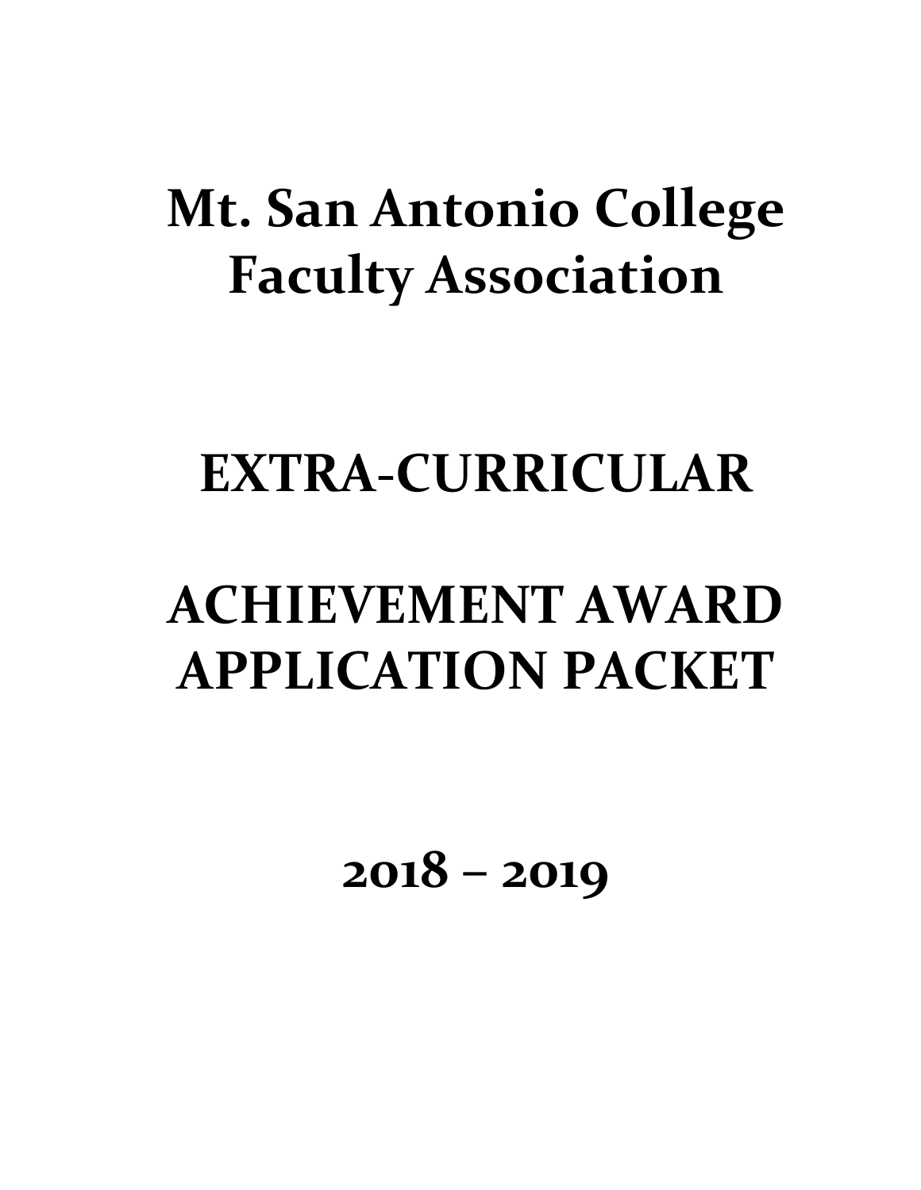# Mt. San Antonio College Faculty Association

# EXTRA-CURRICULAR

# ACHIEVEMENT AWARD APPLICATION PACKET

# 2018 – 2019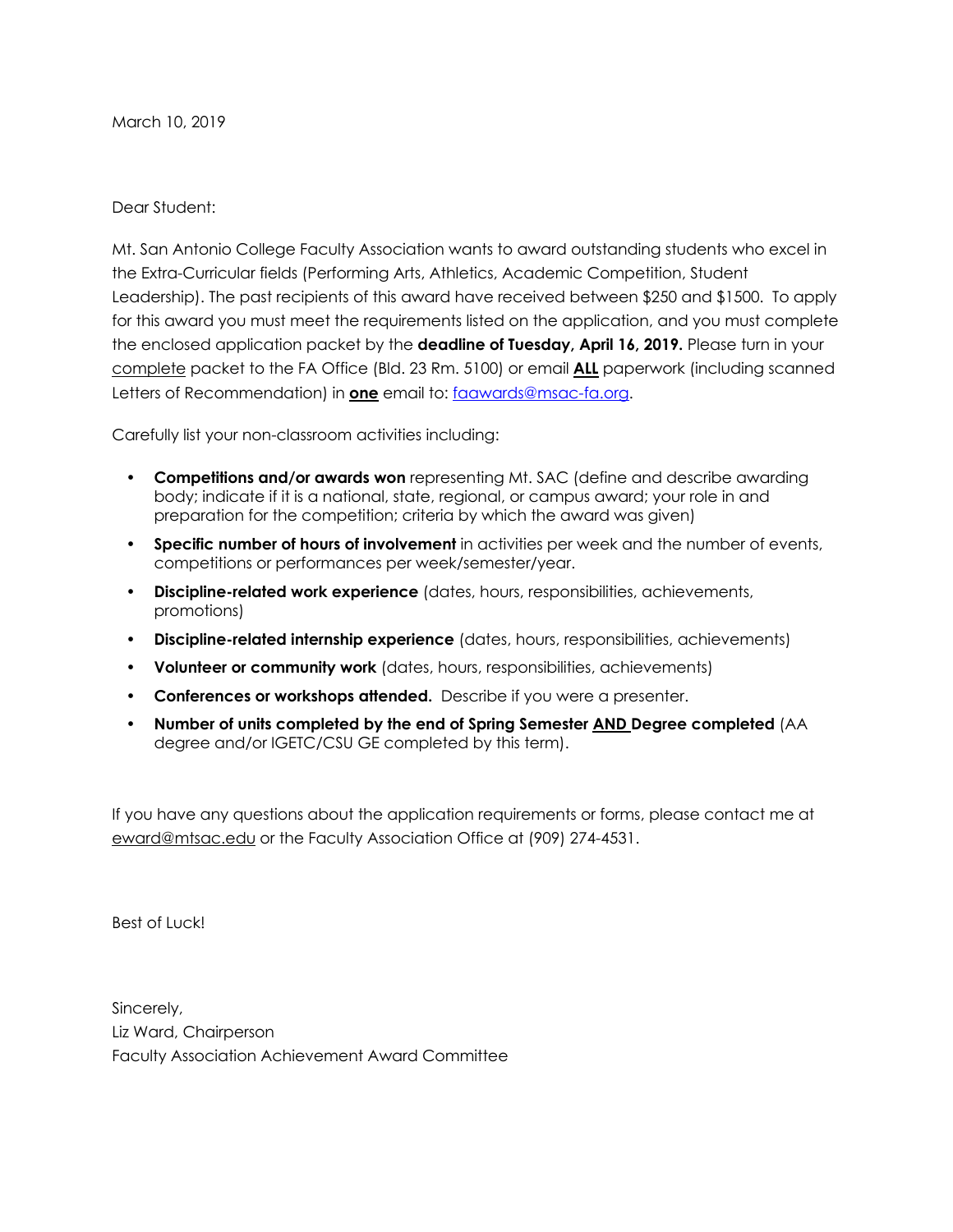March 10, 2019

Dear Student:

Mt. San Antonio College Faculty Association wants to award outstanding students who excel in the Extra-Curricular fields (Performing Arts, Athletics, Academic Competition, Student Leadership). The past recipients of this award have received between $250 and $1500. To apply for this award you must meet the requirements listed on the application, and you must complete the enclosed application packet by the **deadline of Tuesday, April 16, 2019.** Please turn in your complete packet to the FA Office (Bld. 23 Rm. 5100) or email **ALL** paperwork (including scanned Letters of Recommendation) in **one** email to: faawards@msac-fa.org.

Carefully list your non-classroom activities including:

- **Competitions and/or awards won** representing Mt. SAC (define and describe awarding body; indicate if it is a national, state, regional, or campus award; your role in and preparation for the competition; criteria by which the award was given)
- **Specific number of hours of involvement** in activities per week and the number of events, competitions or performances per week/semester/year.
- **Discipline-related work experience** (dates, hours, responsibilities, achievements, promotions)
- **Discipline-related internship experience** (dates, hours, responsibilities, achievements)
- **Volunteer or community work** (dates, hours, responsibilities, achievements)
- **Conferences or workshops attended.** Describe if you were a presenter.
- **Number of units completed by the end of Spring Semester AND Degree completed** (AA degree and/or IGETC/CSU GE completed by this term).

If you have any questions about the application requirements or forms, please contact me at eward@mtsac.edu or the Faculty Association Office at (909) 274-4531.

Best of Luck!

Sincerely,
Liz Ward, Chairperson
Faculty Association Achievement Award Committee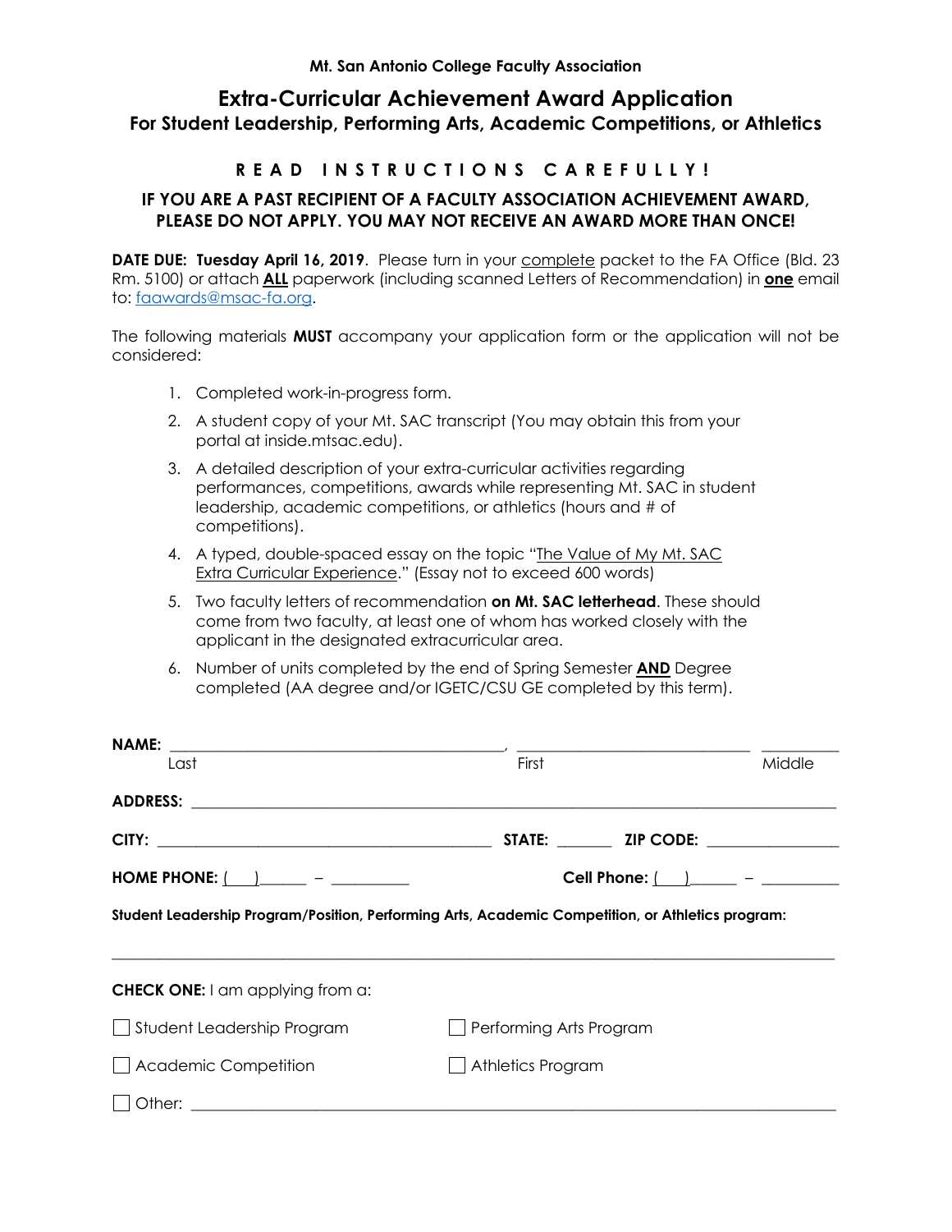**Mt. San Antonio College Faculty Association**

# Extra-Curricular Achievement Award Application

## For Student Leadership, Performing Arts, Academic Competitions, or Athletics

**R E A D   I N S T R U C T I O N S   C A R E F U L L Y !**

**IF YOU ARE A PAST RECIPIENT OF A FACULTY ASSOCIATION ACHIEVEMENT AWARD, PLEASE DO NOT APPLY. YOU MAY NOT RECEIVE AN AWARD MORE THAN ONCE!**

**DATE DUE: Tuesday April 16, 2019**. Please turn in your complete packet to the FA Office (Bld. 23 Rm. 5100) or attach **ALL** paperwork (including scanned Letters of Recommendation) in **one** email to: faawards@msac-fa.org.

The following materials **MUST** accompany your application form or the application will not be considered:

1. Completed work-in-progress form.
2. A student copy of your Mt. SAC transcript (You may obtain this from your portal at inside.mtsac.edu).
3. A detailed description of your extra-curricular activities regarding performances, competitions, awards while representing Mt. SAC in student leadership, academic competitions, or athletics (hours and # of competitions).
4. A typed, double-spaced essay on the topic "The Value of My Mt. SAC Extra Curricular Experience." (Essay not to exceed 600 words)
5. Two faculty letters of recommendation **on Mt. SAC letterhead**. These should come from two faculty, at least one of whom has worked closely with the applicant in the designated extracurricular area.
6. Number of units completed by the end of Spring Semester **AND** Degree completed (AA degree and/or IGETC/CSU GE completed by this term).

**NAME:** ____________________________________, ________________________ __________
Last First Middle

**ADDRESS:** ______________________________________________________________________

**CITY:** ____________________________________ **STATE:** ______ **ZIP CODE:** ______________

**HOME PHONE:** (___)_____ – _________ **Cell Phone:** (___)_____ – _________

**Student Leadership Program/Position, Performing Arts, Academic Competition, or Athletics program:**

______________________________________________________________________________

**CHECK ONE:** I am applying from a:

☐ Student Leadership Program ☐ Performing Arts Program

☐ Academic Competition ☐ Athletics Program

☐ Other: ______________________________________________________________________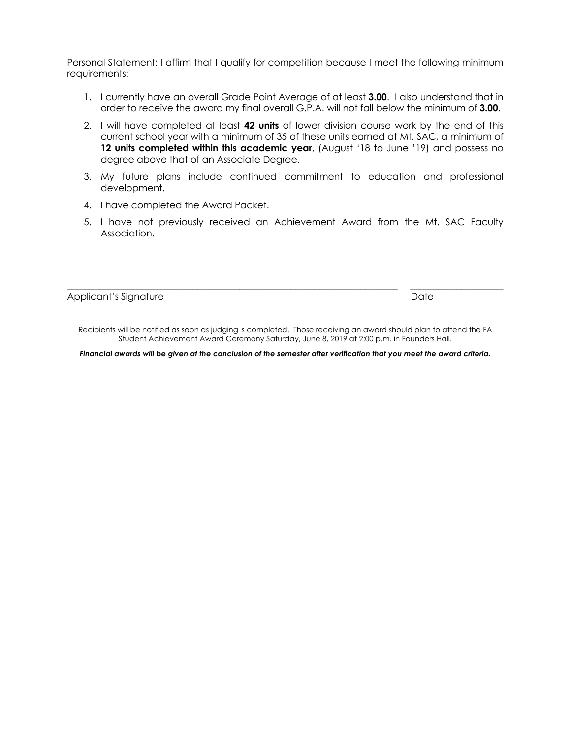Personal Statement: I affirm that I qualify for competition because I meet the following minimum requirements:

1. I currently have an overall Grade Point Average of at least **3.00**. I also understand that in order to receive the award my final overall G.P.A. will not fall below the minimum of **3.00**.
2. I will have completed at least **42 units** of lower division course work by the end of this current school year with a minimum of 35 of these units earned at Mt. SAC, a minimum of **12 units completed within this academic year**, (August '18 to June '19) and possess no degree above that of an Associate Degree.
3. My future plans include continued commitment to education and professional development.
4. I have completed the Award Packet.
5. I have not previously received an Achievement Award from the Mt. SAC Faculty Association.

\_\_\_\_\_\_\_\_\_\_\_\_\_\_\_\_\_\_\_\_\_\_\_\_\_\_\_\_\_\_\_\_\_\_\_\_\_\_\_\_\_\_\_\_\_\_\_\_\_\_\_\_ \_\_\_\_\_\_\_\_\_\_\_\_\_\_\_\_\_\_\_\_

Applicant's Signature Date

Recipients will be notified as soon as judging is completed. Those receiving an award should plan to attend the FA Student Achievement Award Ceremony Saturday, June 8, 2019 at 2:00 p.m. in Founders Hall.

***Financial awards will be given at the conclusion of the semester after verification that you meet the award criteria.***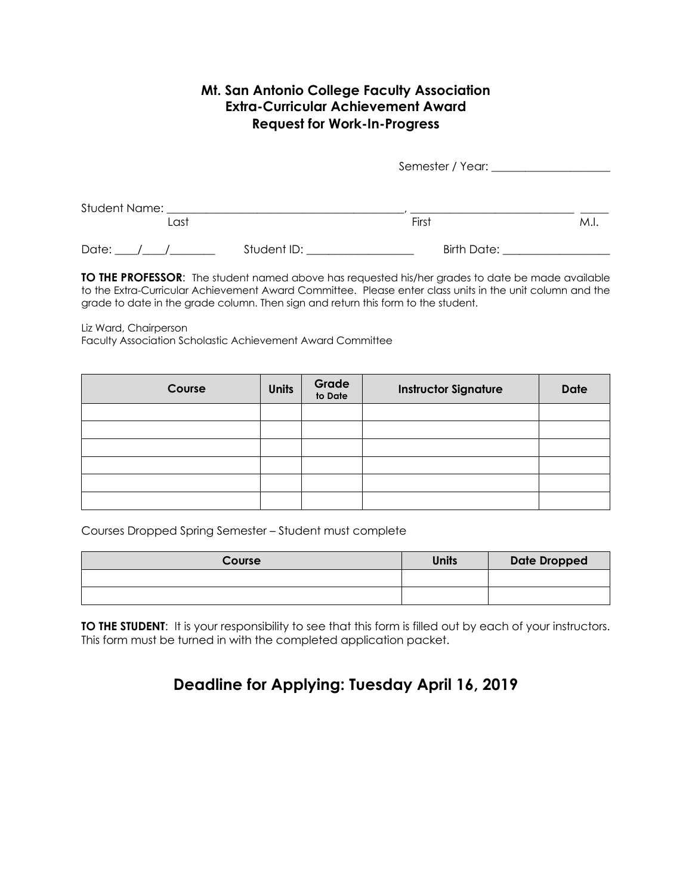**Mt. San Antonio College Faculty Association**
**Extra-Curricular Achievement Award**
**Request for Work-In-Progress**

Semester / Year: ____________________

Student Name: ________________________________________, ____________________________ _____
Last First M.I.

Date: ____/____/________ Student ID: ___________________ Birth Date: ___________________

**TO THE PROFESSOR**: The student named above has requested his/her grades to date be made available to the Extra-Curricular Achievement Award Committee. Please enter class units in the unit column and the grade to date in the grade column. Then sign and return this form to the student.

Liz Ward, Chairperson
Faculty Association Scholastic Achievement Award Committee

| Course | Units | Grade to Date | Instructor Signature | Date |
|---|---|---|---|---|
| | | | | |
| | | | | |
| | | | | |
| | | | | |
| | | | | |
| | | | | |

Courses Dropped Spring Semester – Student must complete

| Course | Units | Date Dropped |
|---|---|---|
| | | |
| | | |

**TO THE STUDENT**: It is your responsibility to see that this form is filled out by each of your instructors. This form must be turned in with the completed application packet.

## Deadline for Applying: Tuesday April 16, 2019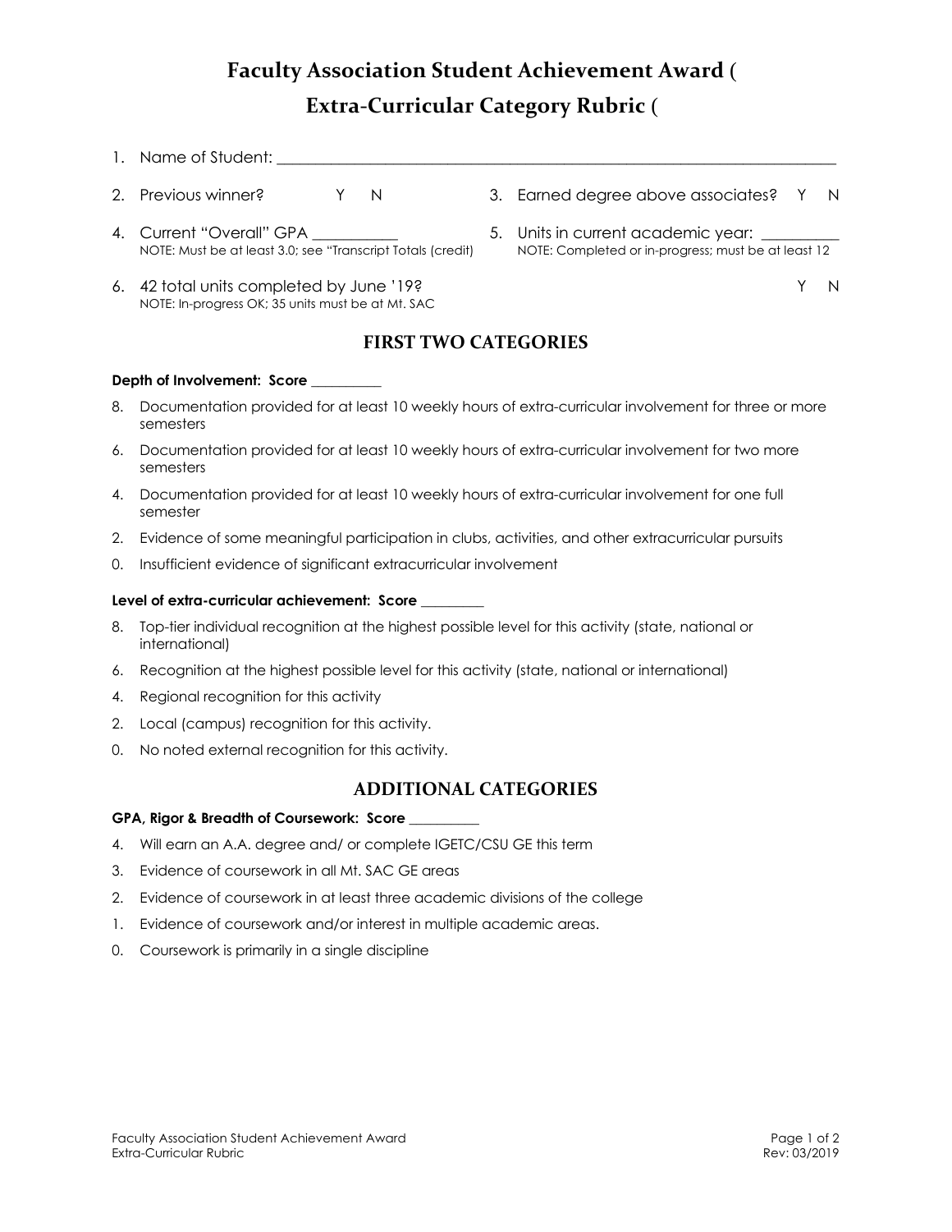# Faculty Association Student Achievement Award (
# Extra-Curricular Category Rubric (

1. Name of Student: ___________________________________________________________________________

2. Previous winner? Y N

3. Earned degree above associates? Y N

4. Current "Overall" GPA ___________
   NOTE: Must be at least 3.0; see "Transcript Totals (credit)

5. Units in current academic year: __________
   NOTE: Completed or in-progress; must be at least 12

6. 42 total units completed by June '19? Y N
   NOTE: In-progress OK; 35 units must be at Mt. SAC

## FIRST TWO CATEGORIES

**Depth of Involvement: Score __________**

8. Documentation provided for at least 10 weekly hours of extra-curricular involvement for three or more semesters
6. Documentation provided for at least 10 weekly hours of extra-curricular involvement for two more semesters
4. Documentation provided for at least 10 weekly hours of extra-curricular involvement for one full semester
2. Evidence of some meaningful participation in clubs, activities, and other extracurricular pursuits
0. Insufficient evidence of significant extracurricular involvement

**Level of extra-curricular achievement: Score _________**

8. Top-tier individual recognition at the highest possible level for this activity (state, national or international)
6. Recognition at the highest possible level for this activity (state, national or international)
4. Regional recognition for this activity
2. Local (campus) recognition for this activity.
0. No noted external recognition for this activity.

## ADDITIONAL CATEGORIES

**GPA, Rigor & Breadth of Coursework: Score __________**

4. Will earn an A.A. degree and/ or complete IGETC/CSU GE this term
3. Evidence of coursework in all Mt. SAC GE areas
2. Evidence of coursework in at least three academic divisions of the college
1. Evidence of coursework and/or interest in multiple academic areas.
0. Coursework is primarily in a single discipline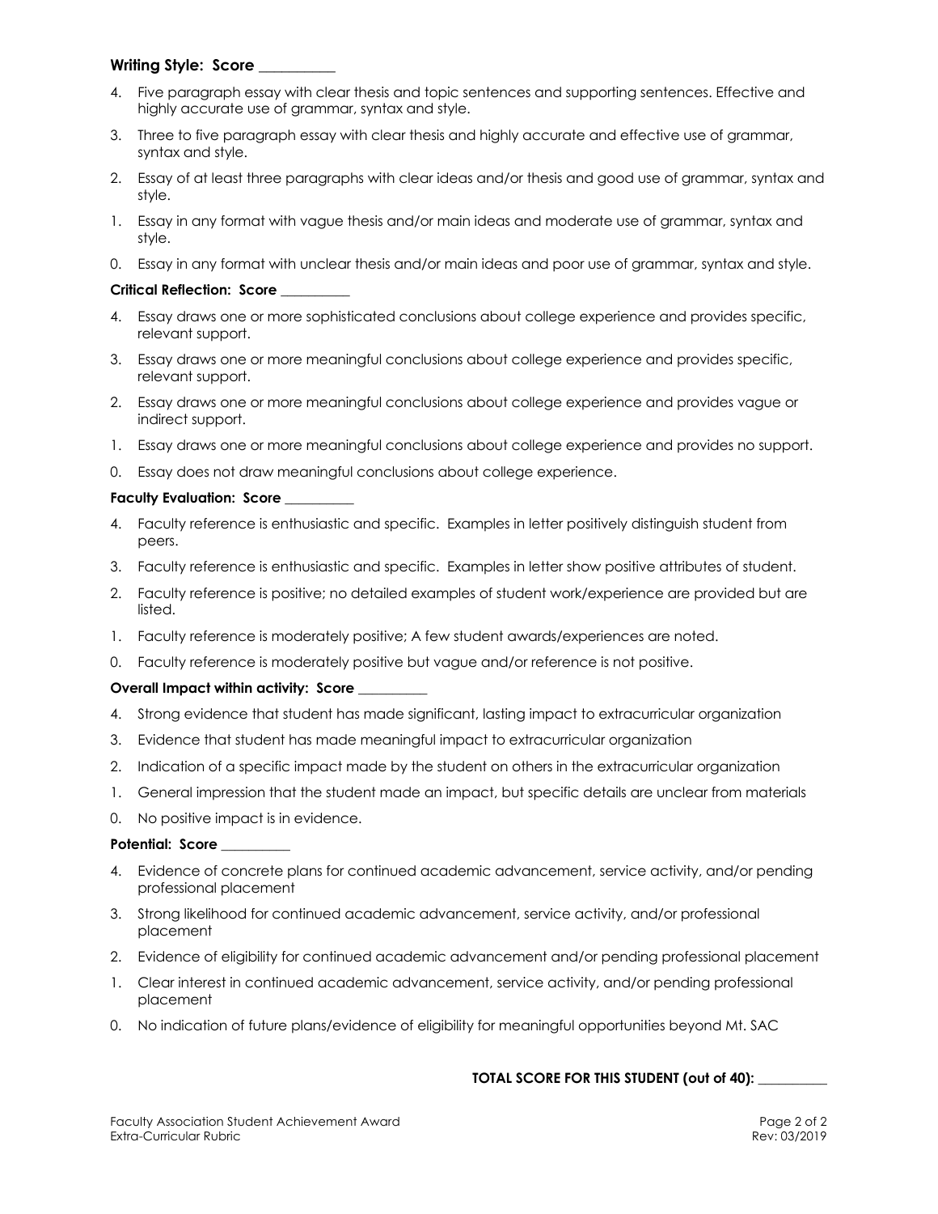**Writing Style: Score __________**

4. Five paragraph essay with clear thesis and topic sentences and supporting sentences. Effective and highly accurate use of grammar, syntax and style.
3. Three to five paragraph essay with clear thesis and highly accurate and effective use of grammar, syntax and style.
2. Essay of at least three paragraphs with clear ideas and/or thesis and good use of grammar, syntax and style.
1. Essay in any format with vague thesis and/or main ideas and moderate use of grammar, syntax and style.
0. Essay in any format with unclear thesis and/or main ideas and poor use of grammar, syntax and style.

**Critical Reflection: Score __________**

4. Essay draws one or more sophisticated conclusions about college experience and provides specific, relevant support.
3. Essay draws one or more meaningful conclusions about college experience and provides specific, relevant support.
2. Essay draws one or more meaningful conclusions about college experience and provides vague or indirect support.
1. Essay draws one or more meaningful conclusions about college experience and provides no support.
0. Essay does not draw meaningful conclusions about college experience.

**Faculty Evaluation: Score __________**

4. Faculty reference is enthusiastic and specific. Examples in letter positively distinguish student from peers.
3. Faculty reference is enthusiastic and specific. Examples in letter show positive attributes of student.
2. Faculty reference is positive; no detailed examples of student work/experience are provided but are listed.
1. Faculty reference is moderately positive; A few student awards/experiences are noted.
0. Faculty reference is moderately positive but vague and/or reference is not positive.

**Overall Impact within activity: Score __________**

4. Strong evidence that student has made significant, lasting impact to extracurricular organization
3. Evidence that student has made meaningful impact to extracurricular organization
2. Indication of a specific impact made by the student on others in the extracurricular organization
1. General impression that the student made an impact, but specific details are unclear from materials
0. No positive impact is in evidence.

**Potential: Score __________**

4. Evidence of concrete plans for continued academic advancement, service activity, and/or pending professional placement
3. Strong likelihood for continued academic advancement, service activity, and/or professional placement
2. Evidence of eligibility for continued academic advancement and/or pending professional placement
1. Clear interest in continued academic advancement, service activity, and/or pending professional placement
0. No indication of future plans/evidence of eligibility for meaningful opportunities beyond Mt. SAC

**TOTAL SCORE FOR THIS STUDENT (out of 40): __________**